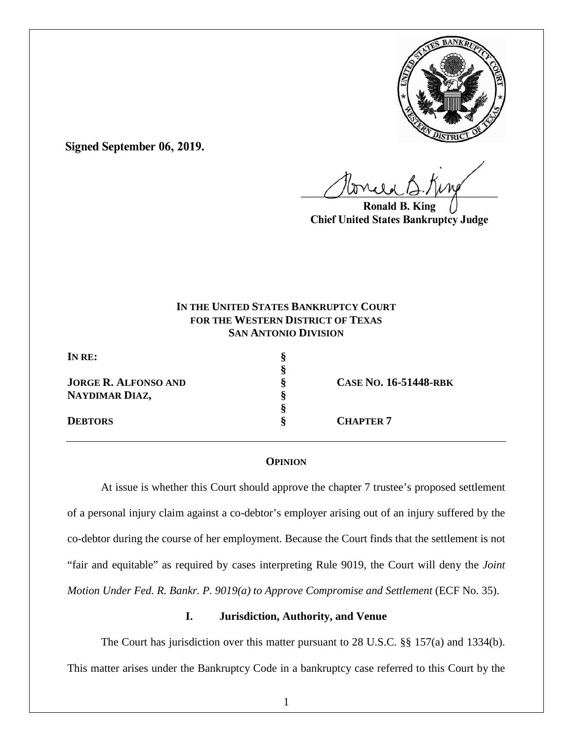**Signed September 06, 2019.**

Ronald B. King
Chief United States Bankruptcy Judge

**IN THE UNITED STATES BANKRUPTCY COURT**
**FOR THE WESTERN DISTRICT OF TEXAS**
**SAN ANTONIO DIVISION**

| | | |
|---|---|---|
| **IN RE:** | § | |
| | § | |
| **JORGE R. ALFONSO AND** | § | **CASE NO. 16-51448-RBK** |
| **NAYDIMAR DIAZ,** | § | |
| | § | |
| **DEBTORS** | § | **CHAPTER 7** |

**OPINION**

At issue is whether this Court should approve the chapter 7 trustee's proposed settlement of a personal injury claim against a co-debtor's employer arising out of an injury suffered by the co-debtor during the course of her employment. Because the Court finds that the settlement is not "fair and equitable" as required by cases interpreting Rule 9019, the Court will deny the *Joint Motion Under Fed. R. Bankr. P. 9019(a) to Approve Compromise and Settlement* (ECF No. 35).

## I. Jurisdiction, Authority, and Venue

The Court has jurisdiction over this matter pursuant to 28 U.S.C. §§ 157(a) and 1334(b). This matter arises under the Bankruptcy Code in a bankruptcy case referred to this Court by the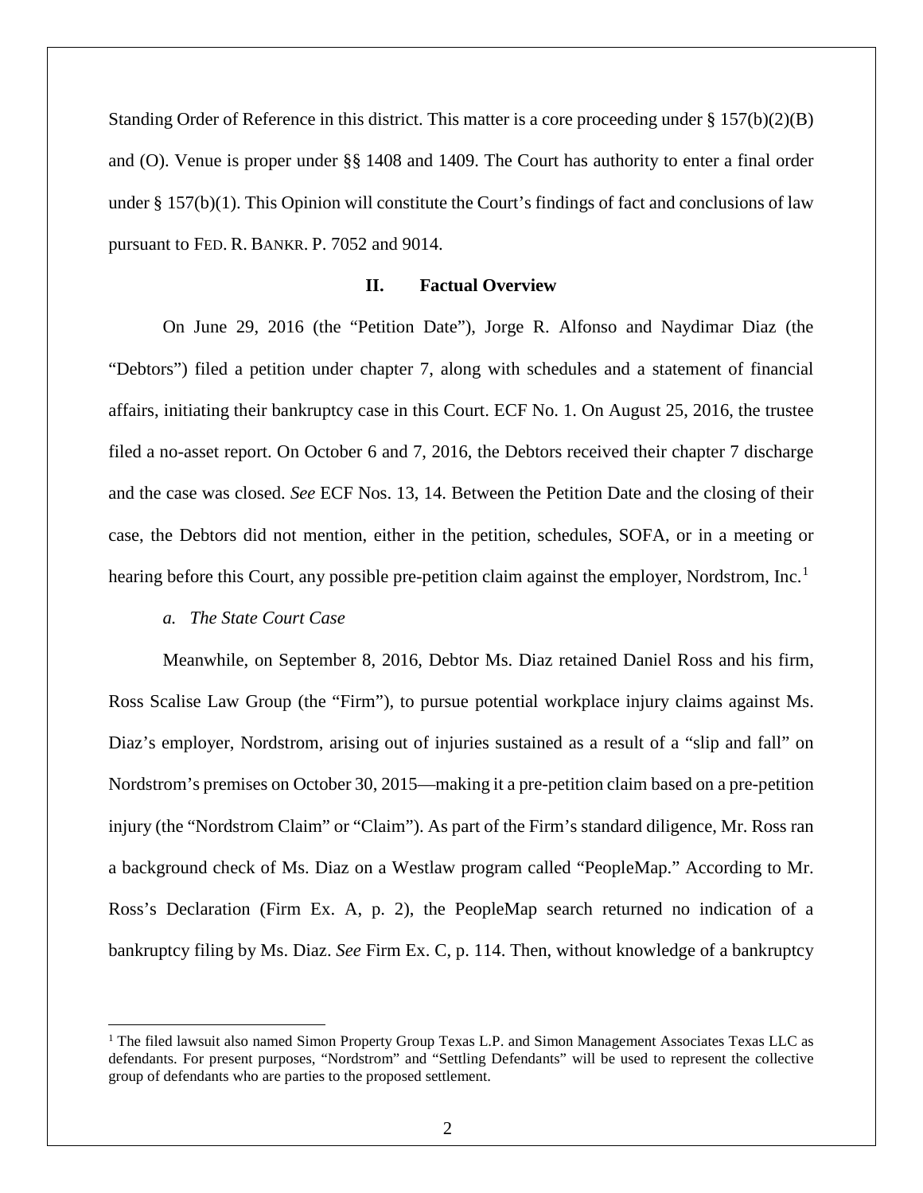Standing Order of Reference in this district. This matter is a core proceeding under § 157(b)(2)(B) and (O). Venue is proper under §§ 1408 and 1409. The Court has authority to enter a final order under § 157(b)(1). This Opinion will constitute the Court's findings of fact and conclusions of law pursuant to FED. R. BANKR. P. 7052 and 9014.

## II. Factual Overview

On June 29, 2016 (the "Petition Date"), Jorge R. Alfonso and Naydimar Diaz (the "Debtors") filed a petition under chapter 7, along with schedules and a statement of financial affairs, initiating their bankruptcy case in this Court. ECF No. 1. On August 25, 2016, the trustee filed a no-asset report. On October 6 and 7, 2016, the Debtors received their chapter 7 discharge and the case was closed. *See* ECF Nos. 13, 14. Between the Petition Date and the closing of their case, the Debtors did not mention, either in the petition, schedules, SOFA, or in a meeting or hearing before this Court, any possible pre-petition claim against the employer, Nordstrom, Inc.[1]

### *a. The State Court Case*

Meanwhile, on September 8, 2016, Debtor Ms. Diaz retained Daniel Ross and his firm, Ross Scalise Law Group (the "Firm"), to pursue potential workplace injury claims against Ms. Diaz's employer, Nordstrom, arising out of injuries sustained as a result of a "slip and fall" on Nordstrom's premises on October 30, 2015—making it a pre-petition claim based on a pre-petition injury (the "Nordstrom Claim" or "Claim"). As part of the Firm's standard diligence, Mr. Ross ran a background check of Ms. Diaz on a Westlaw program called "PeopleMap." According to Mr. Ross's Declaration (Firm Ex. A, p. 2), the PeopleMap search returned no indication of a bankruptcy filing by Ms. Diaz. *See* Firm Ex. C, p. 114. Then, without knowledge of a bankruptcy

[1] The filed lawsuit also named Simon Property Group Texas L.P. and Simon Management Associates Texas LLC as defendants. For present purposes, "Nordstrom" and "Settling Defendants" will be used to represent the collective group of defendants who are parties to the proposed settlement.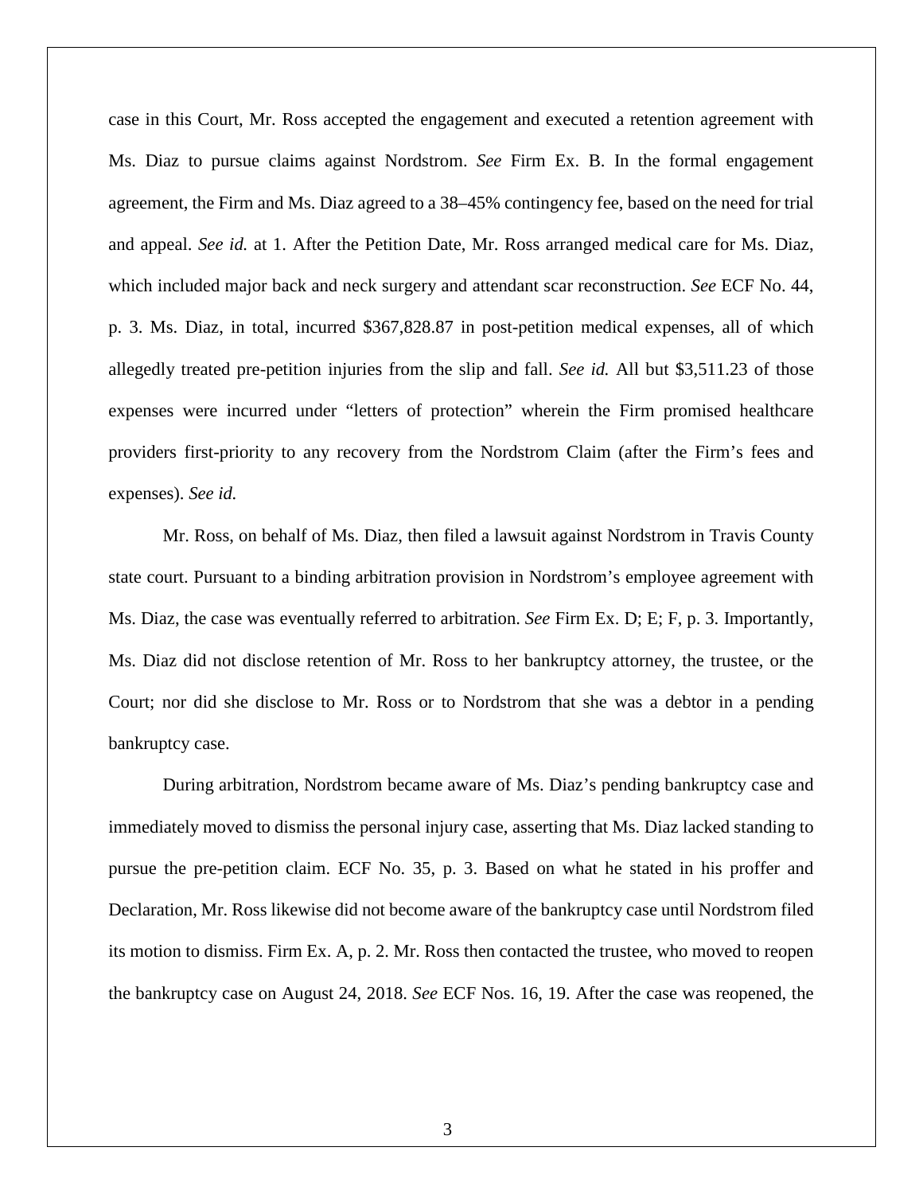case in this Court, Mr. Ross accepted the engagement and executed a retention agreement with Ms. Diaz to pursue claims against Nordstrom. *See* Firm Ex. B. In the formal engagement agreement, the Firm and Ms. Diaz agreed to a 38–45% contingency fee, based on the need for trial and appeal. *See id.* at 1. After the Petition Date, Mr. Ross arranged medical care for Ms. Diaz, which included major back and neck surgery and attendant scar reconstruction. *See* ECF No. 44, p. 3. Ms. Diaz, in total, incurred $367,828.87 in post-petition medical expenses, all of which allegedly treated pre-petition injuries from the slip and fall. *See id.* All but $3,511.23 of those expenses were incurred under "letters of protection" wherein the Firm promised healthcare providers first-priority to any recovery from the Nordstrom Claim (after the Firm's fees and expenses). *See id.*

Mr. Ross, on behalf of Ms. Diaz, then filed a lawsuit against Nordstrom in Travis County state court. Pursuant to a binding arbitration provision in Nordstrom's employee agreement with Ms. Diaz, the case was eventually referred to arbitration. *See* Firm Ex. D; E; F, p. 3. Importantly, Ms. Diaz did not disclose retention of Mr. Ross to her bankruptcy attorney, the trustee, or the Court; nor did she disclose to Mr. Ross or to Nordstrom that she was a debtor in a pending bankruptcy case.

During arbitration, Nordstrom became aware of Ms. Diaz's pending bankruptcy case and immediately moved to dismiss the personal injury case, asserting that Ms. Diaz lacked standing to pursue the pre-petition claim. ECF No. 35, p. 3. Based on what he stated in his proffer and Declaration, Mr. Ross likewise did not become aware of the bankruptcy case until Nordstrom filed its motion to dismiss. Firm Ex. A, p. 2. Mr. Ross then contacted the trustee, who moved to reopen the bankruptcy case on August 24, 2018. *See* ECF Nos. 16, 19. After the case was reopened, the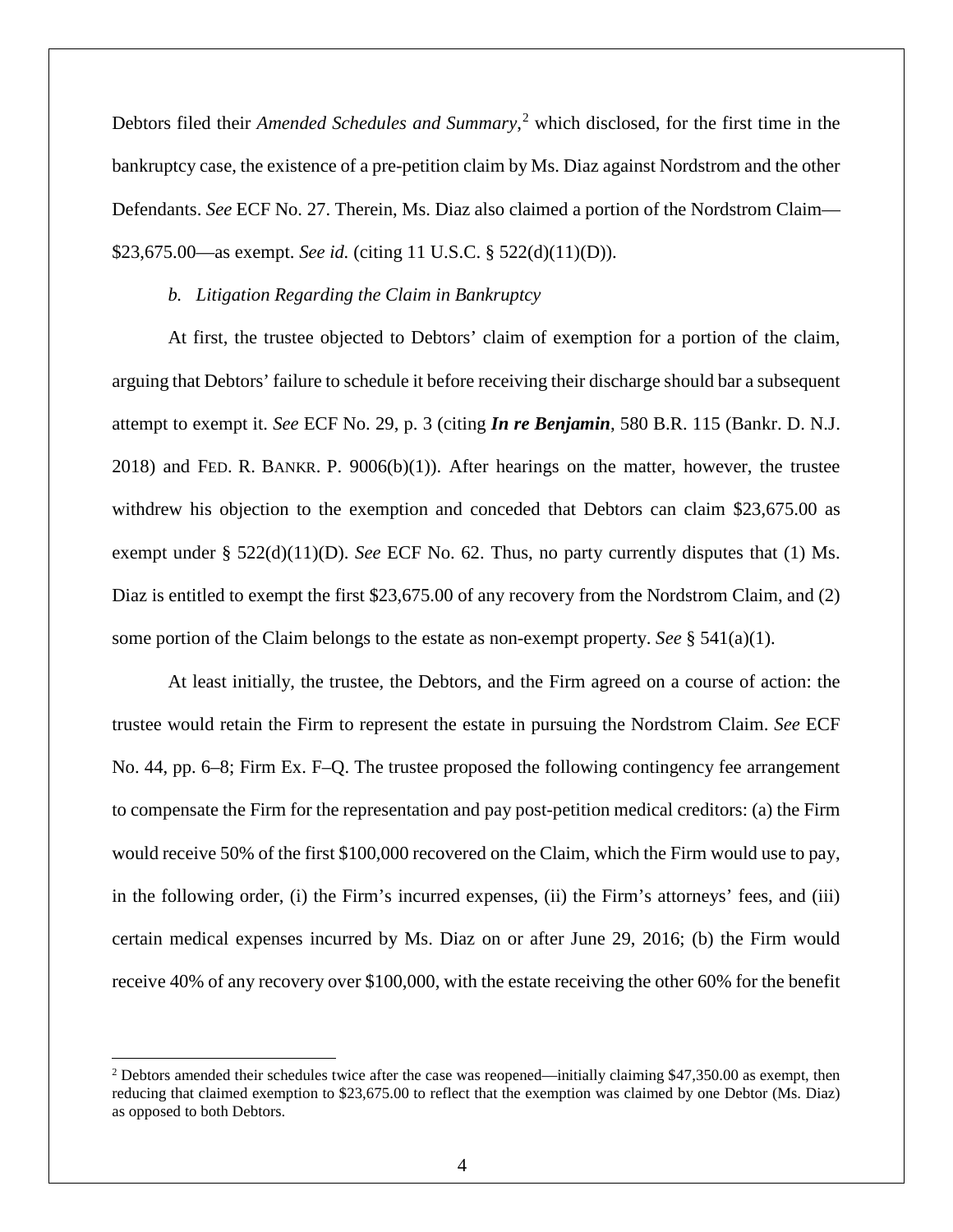Debtors filed their *Amended Schedules and Summary*,[2] which disclosed, for the first time in the bankruptcy case, the existence of a pre-petition claim by Ms. Diaz against Nordstrom and the other Defendants. *See* ECF No. 27. Therein, Ms. Diaz also claimed a portion of the Nordstrom Claim—$23,675.00—as exempt. *See id.* (citing 11 U.S.C. § 522(d)(11)(D)).

*b. Litigation Regarding the Claim in Bankruptcy*

At first, the trustee objected to Debtors' claim of exemption for a portion of the claim, arguing that Debtors' failure to schedule it before receiving their discharge should bar a subsequent attempt to exempt it. *See* ECF No. 29, p. 3 (citing ***In re Benjamin***, 580 B.R. 115 (Bankr. D. N.J. 2018) and FED. R. BANKR. P. 9006(b)(1)). After hearings on the matter, however, the trustee withdrew his objection to the exemption and conceded that Debtors can claim $23,675.00 as exempt under § 522(d)(11)(D). *See* ECF No. 62. Thus, no party currently disputes that (1) Ms. Diaz is entitled to exempt the first $23,675.00 of any recovery from the Nordstrom Claim, and (2) some portion of the Claim belongs to the estate as non-exempt property. *See* § 541(a)(1).

At least initially, the trustee, the Debtors, and the Firm agreed on a course of action: the trustee would retain the Firm to represent the estate in pursuing the Nordstrom Claim. *See* ECF No. 44, pp. 6–8; Firm Ex. F–Q. The trustee proposed the following contingency fee arrangement to compensate the Firm for the representation and pay post-petition medical creditors: (a) the Firm would receive 50% of the first $100,000 recovered on the Claim, which the Firm would use to pay, in the following order, (i) the Firm's incurred expenses, (ii) the Firm's attorneys' fees, and (iii) certain medical expenses incurred by Ms. Diaz on or after June 29, 2016; (b) the Firm would receive 40% of any recovery over $100,000, with the estate receiving the other 60% for the benefit

---

[2] Debtors amended their schedules twice after the case was reopened—initially claiming $47,350.00 as exempt, then reducing that claimed exemption to $23,675.00 to reflect that the exemption was claimed by one Debtor (Ms. Diaz) as opposed to both Debtors.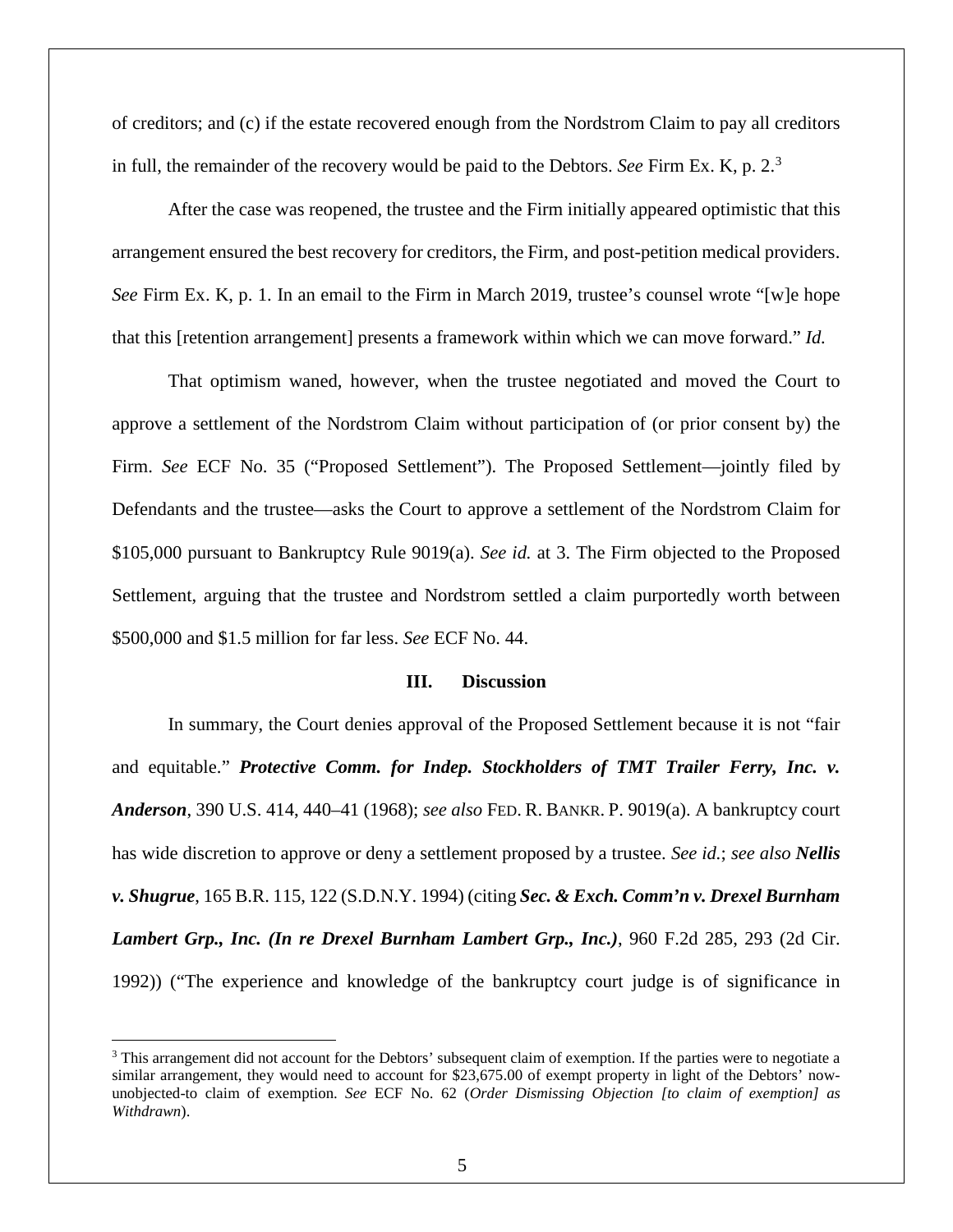of creditors; and (c) if the estate recovered enough from the Nordstrom Claim to pay all creditors in full, the remainder of the recovery would be paid to the Debtors. *See* Firm Ex. K, p. 2.[3]

After the case was reopened, the trustee and the Firm initially appeared optimistic that this arrangement ensured the best recovery for creditors, the Firm, and post-petition medical providers. *See* Firm Ex. K, p. 1. In an email to the Firm in March 2019, trustee's counsel wrote "[w]e hope that this [retention arrangement] presents a framework within which we can move forward." *Id.*

That optimism waned, however, when the trustee negotiated and moved the Court to approve a settlement of the Nordstrom Claim without participation of (or prior consent by) the Firm. *See* ECF No. 35 ("Proposed Settlement"). The Proposed Settlement—jointly filed by Defendants and the trustee—asks the Court to approve a settlement of the Nordstrom Claim for $105,000 pursuant to Bankruptcy Rule 9019(a). *See id.* at 3. The Firm objected to the Proposed Settlement, arguing that the trustee and Nordstrom settled a claim purportedly worth between $500,000 and $1.5 million for far less. *See* ECF No. 44.

## III. Discussion

In summary, the Court denies approval of the Proposed Settlement because it is not "fair and equitable." ***Protective Comm. for Indep. Stockholders of TMT Trailer Ferry, Inc. v. Anderson***, 390 U.S. 414, 440–41 (1968); *see also* FED. R. BANKR. P. 9019(a). A bankruptcy court has wide discretion to approve or deny a settlement proposed by a trustee. *See id.*; *see also* ***Nellis v. Shugrue***, 165 B.R. 115, 122 (S.D.N.Y. 1994) (citing ***Sec. & Exch. Comm'n v. Drexel Burnham Lambert Grp., Inc. (In re Drexel Burnham Lambert Grp., Inc.)***, 960 F.2d 285, 293 (2d Cir. 1992)) ("The experience and knowledge of the bankruptcy court judge is of significance in

---

[3] This arrangement did not account for the Debtors' subsequent claim of exemption. If the parties were to negotiate a similar arrangement, they would need to account for $23,675.00 of exempt property in light of the Debtors' now-unobjected-to claim of exemption. *See* ECF No. 62 (*Order Dismissing Objection [to claim of exemption] as Withdrawn*).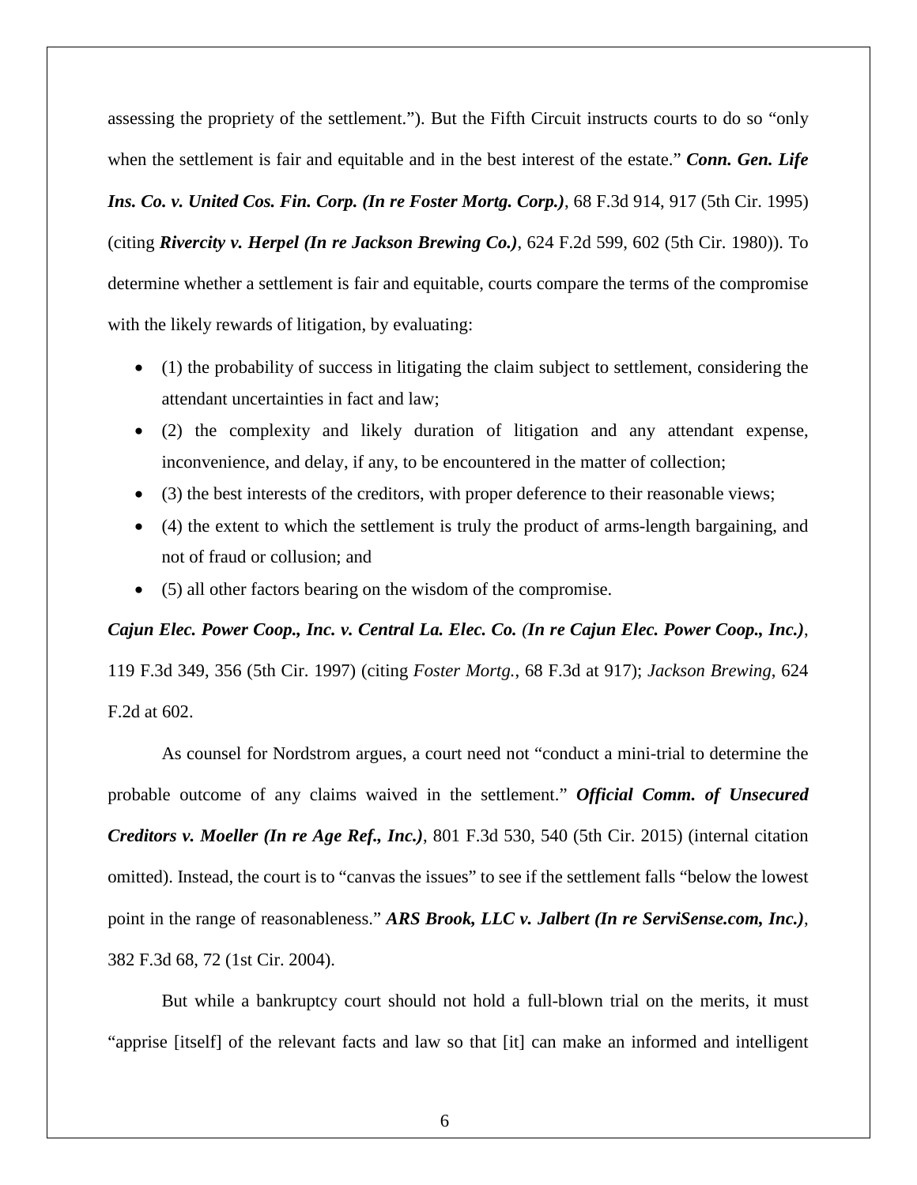assessing the propriety of the settlement."). But the Fifth Circuit instructs courts to do so "only when the settlement is fair and equitable and in the best interest of the estate." ***Conn. Gen. Life Ins. Co. v. United Cos. Fin. Corp. (In re Foster Mortg. Corp.)***, 68 F.3d 914, 917 (5th Cir. 1995) (citing ***Rivercity v. Herpel (In re Jackson Brewing Co.)***, 624 F.2d 599, 602 (5th Cir. 1980)). To determine whether a settlement is fair and equitable, courts compare the terms of the compromise with the likely rewards of litigation, by evaluating:

- (1) the probability of success in litigating the claim subject to settlement, considering the attendant uncertainties in fact and law;
- (2) the complexity and likely duration of litigation and any attendant expense, inconvenience, and delay, if any, to be encountered in the matter of collection;
- (3) the best interests of the creditors, with proper deference to their reasonable views;
- (4) the extent to which the settlement is truly the product of arms-length bargaining, and not of fraud or collusion; and
- (5) all other factors bearing on the wisdom of the compromise.

***Cajun Elec. Power Coop., Inc. v. Central La. Elec. Co. (In re Cajun Elec. Power Coop., Inc.)***, 119 F.3d 349, 356 (5th Cir. 1997) (citing *Foster Mortg.*, 68 F.3d at 917); *Jackson Brewing*, 624 F.2d at 602.

As counsel for Nordstrom argues, a court need not "conduct a mini-trial to determine the probable outcome of any claims waived in the settlement." ***Official Comm. of Unsecured Creditors v. Moeller (In re Age Ref., Inc.)***, 801 F.3d 530, 540 (5th Cir. 2015) (internal citation omitted). Instead, the court is to "canvas the issues" to see if the settlement falls "below the lowest point in the range of reasonableness." ***ARS Brook, LLC v. Jalbert (In re ServiSense.com, Inc.)***, 382 F.3d 68, 72 (1st Cir. 2004).

But while a bankruptcy court should not hold a full-blown trial on the merits, it must "apprise [itself] of the relevant facts and law so that [it] can make an informed and intelligent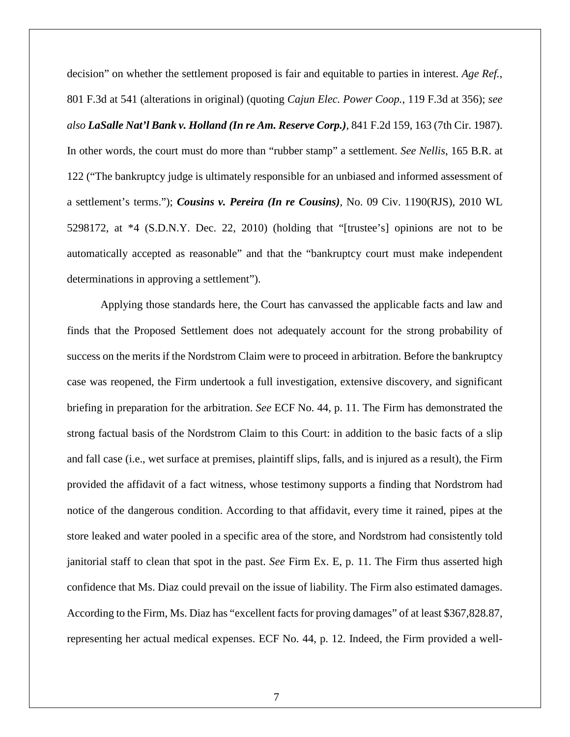decision" on whether the settlement proposed is fair and equitable to parties in interest. *Age Ref.*, 801 F.3d at 541 (alterations in original) (quoting *Cajun Elec. Power Coop.*, 119 F.3d at 356); *see also* ***LaSalle Nat'l Bank v. Holland (In re Am. Reserve Corp.)***, 841 F.2d 159, 163 (7th Cir. 1987). In other words, the court must do more than "rubber stamp" a settlement. *See Nellis*, 165 B.R. at 122 ("The bankruptcy judge is ultimately responsible for an unbiased and informed assessment of a settlement's terms."); ***Cousins v. Pereira (In re Cousins)***, No. 09 Civ. 1190(RJS), 2010 WL 5298172, at *4 (S.D.N.Y. Dec. 22, 2010) (holding that "[trustee's] opinions are not to be automatically accepted as reasonable" and that the "bankruptcy court must make independent determinations in approving a settlement").

Applying those standards here, the Court has canvassed the applicable facts and law and finds that the Proposed Settlement does not adequately account for the strong probability of success on the merits if the Nordstrom Claim were to proceed in arbitration. Before the bankruptcy case was reopened, the Firm undertook a full investigation, extensive discovery, and significant briefing in preparation for the arbitration. *See* ECF No. 44, p. 11. The Firm has demonstrated the strong factual basis of the Nordstrom Claim to this Court: in addition to the basic facts of a slip and fall case (i.e., wet surface at premises, plaintiff slips, falls, and is injured as a result), the Firm provided the affidavit of a fact witness, whose testimony supports a finding that Nordstrom had notice of the dangerous condition. According to that affidavit, every time it rained, pipes at the store leaked and water pooled in a specific area of the store, and Nordstrom had consistently told janitorial staff to clean that spot in the past. *See* Firm Ex. E, p. 11. The Firm thus asserted high confidence that Ms. Diaz could prevail on the issue of liability. The Firm also estimated damages. According to the Firm, Ms. Diaz has "excellent facts for proving damages" of at least $367,828.87, representing her actual medical expenses. ECF No. 44, p. 12. Indeed, the Firm provided a well-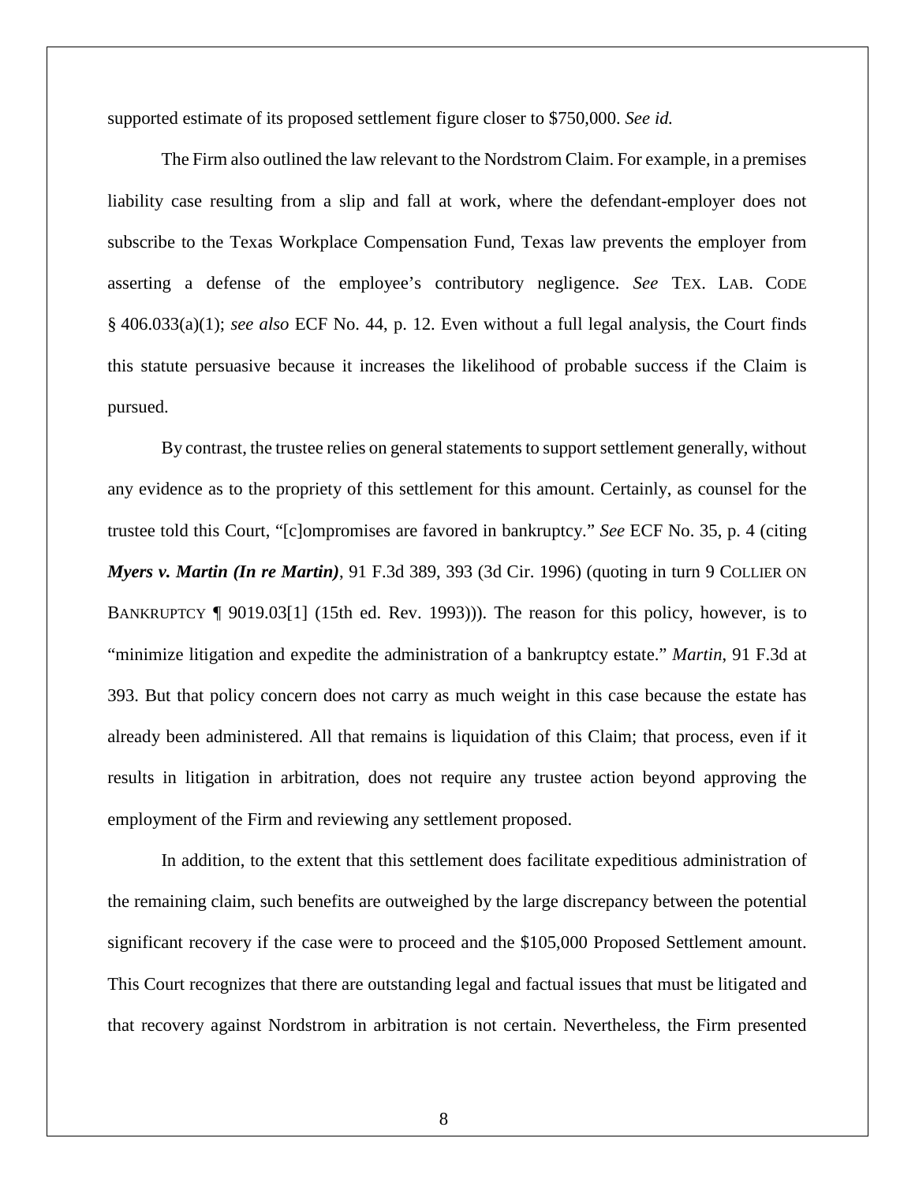supported estimate of its proposed settlement figure closer to $750,000. *See id.*

The Firm also outlined the law relevant to the Nordstrom Claim. For example, in a premises liability case resulting from a slip and fall at work, where the defendant-employer does not subscribe to the Texas Workplace Compensation Fund, Texas law prevents the employer from asserting a defense of the employee's contributory negligence. *See* TEX. LAB. CODE § 406.033(a)(1); *see also* ECF No. 44, p. 12. Even without a full legal analysis, the Court finds this statute persuasive because it increases the likelihood of probable success if the Claim is pursued.

By contrast, the trustee relies on general statements to support settlement generally, without any evidence as to the propriety of this settlement for this amount. Certainly, as counsel for the trustee told this Court, "[c]ompromises are favored in bankruptcy." *See* ECF No. 35, p. 4 (citing ***Myers v. Martin (In re Martin)***, 91 F.3d 389, 393 (3d Cir. 1996) (quoting in turn 9 COLLIER ON BANKRUPTCY ¶ 9019.03[1] (15th ed. Rev. 1993))). The reason for this policy, however, is to "minimize litigation and expedite the administration of a bankruptcy estate." *Martin*, 91 F.3d at 393. But that policy concern does not carry as much weight in this case because the estate has already been administered. All that remains is liquidation of this Claim; that process, even if it results in litigation in arbitration, does not require any trustee action beyond approving the employment of the Firm and reviewing any settlement proposed.

In addition, to the extent that this settlement does facilitate expeditious administration of the remaining claim, such benefits are outweighed by the large discrepancy between the potential significant recovery if the case were to proceed and the $105,000 Proposed Settlement amount. This Court recognizes that there are outstanding legal and factual issues that must be litigated and that recovery against Nordstrom in arbitration is not certain. Nevertheless, the Firm presented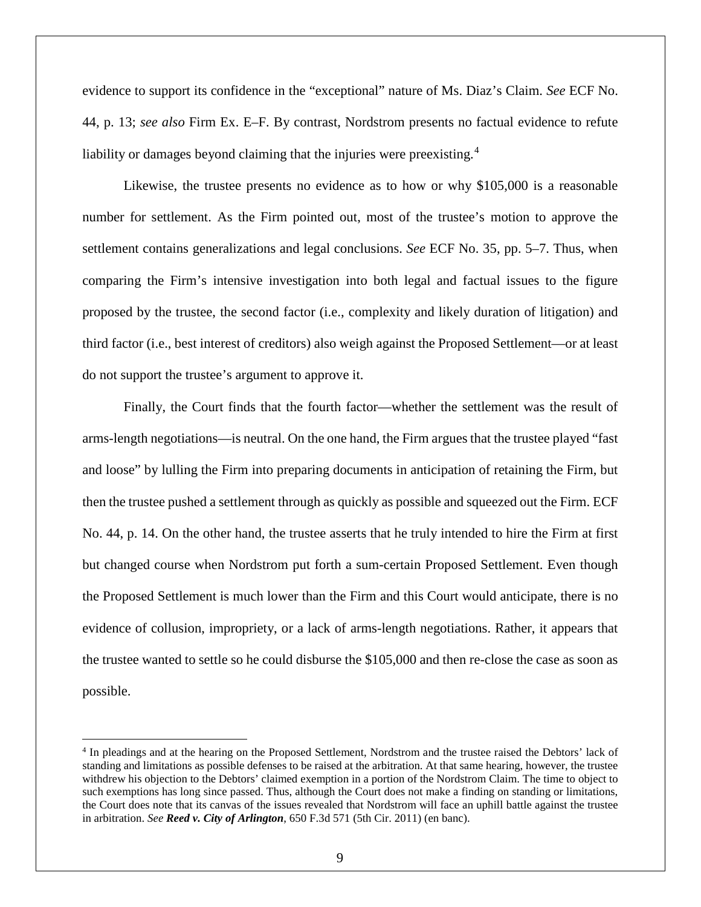evidence to support its confidence in the "exceptional" nature of Ms. Diaz's Claim. *See* ECF No. 44, p. 13; *see also* Firm Ex. E–F. By contrast, Nordstrom presents no factual evidence to refute liability or damages beyond claiming that the injuries were preexisting.[4]

Likewise, the trustee presents no evidence as to how or why $105,000 is a reasonable number for settlement. As the Firm pointed out, most of the trustee's motion to approve the settlement contains generalizations and legal conclusions. *See* ECF No. 35, pp. 5–7. Thus, when comparing the Firm's intensive investigation into both legal and factual issues to the figure proposed by the trustee, the second factor (i.e., complexity and likely duration of litigation) and third factor (i.e., best interest of creditors) also weigh against the Proposed Settlement—or at least do not support the trustee's argument to approve it.

Finally, the Court finds that the fourth factor—whether the settlement was the result of arms-length negotiations—is neutral. On the one hand, the Firm argues that the trustee played "fast and loose" by lulling the Firm into preparing documents in anticipation of retaining the Firm, but then the trustee pushed a settlement through as quickly as possible and squeezed out the Firm. ECF No. 44, p. 14. On the other hand, the trustee asserts that he truly intended to hire the Firm at first but changed course when Nordstrom put forth a sum-certain Proposed Settlement. Even though the Proposed Settlement is much lower than the Firm and this Court would anticipate, there is no evidence of collusion, impropriety, or a lack of arms-length negotiations. Rather, it appears that the trustee wanted to settle so he could disburse the $105,000 and then re-close the case as soon as possible.

---

[4] In pleadings and at the hearing on the Proposed Settlement, Nordstrom and the trustee raised the Debtors' lack of standing and limitations as possible defenses to be raised at the arbitration. At that same hearing, however, the trustee withdrew his objection to the Debtors' claimed exemption in a portion of the Nordstrom Claim. The time to object to such exemptions has long since passed. Thus, although the Court does not make a finding on standing or limitations, the Court does note that its canvas of the issues revealed that Nordstrom will face an uphill battle against the trustee in arbitration. *See* ***Reed v. City of Arlington***, 650 F.3d 571 (5th Cir. 2011) (en banc).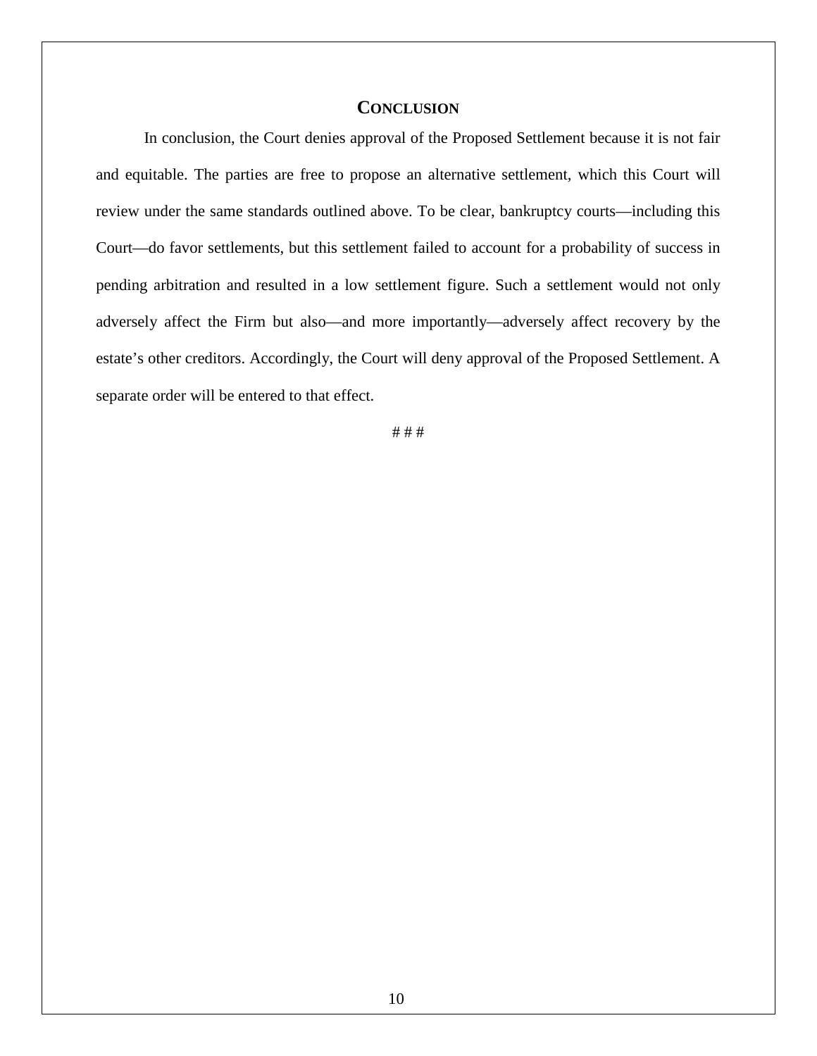## CONCLUSION

In conclusion, the Court denies approval of the Proposed Settlement because it is not fair and equitable. The parties are free to propose an alternative settlement, which this Court will review under the same standards outlined above. To be clear, bankruptcy courts—including this Court—do favor settlements, but this settlement failed to account for a probability of success in pending arbitration and resulted in a low settlement figure. Such a settlement would not only adversely affect the Firm but also—and more importantly—adversely affect recovery by the estate's other creditors. Accordingly, the Court will deny approval of the Proposed Settlement. A separate order will be entered to that effect.

# # #